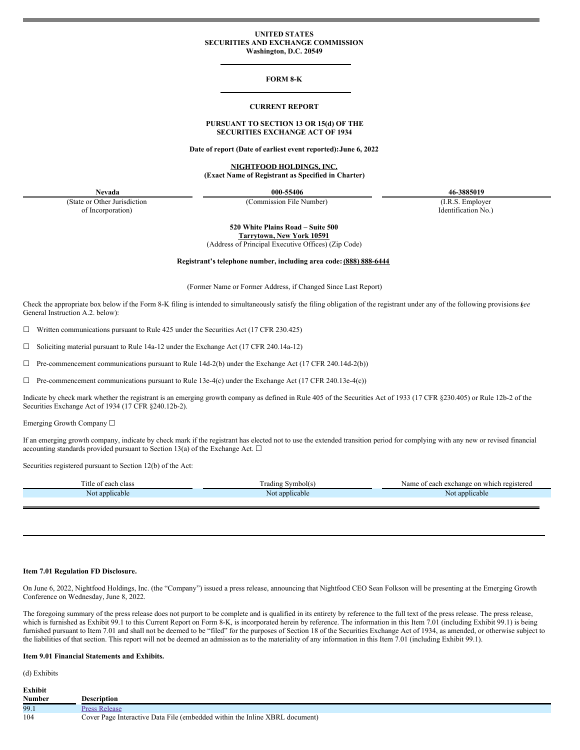**UNITED STATES**
**SECURITIES AND EXCHANGE COMMISSION**
**Washington, D.C. 20549**

**FORM 8-K**

**CURRENT REPORT**

**PURSUANT TO SECTION 13 OR 15(d) OF THE SECURITIES EXCHANGE ACT OF 1934**

**Date of report (Date of earliest event reported): June 6, 2022**

**NIGHTFOOD HOLDINGS, INC.**
**(Exact Name of Registrant as Specified in Charter)**

| **Nevada** | **000-55406** | **46-3885019** |
|---|---|---|
| (State or Other Jurisdiction of Incorporation) | (Commission File Number) | (I.R.S. Employer Identification No.) |

**520 White Plains Road – Suite 500**
**Tarrytown, New York 10591**
(Address of Principal Executive Offices) (Zip Code)

**Registrant's telephone number, including area code: (888) 888-6444**

(Former Name or Former Address, if Changed Since Last Report)

Check the appropriate box below if the Form 8-K filing is intended to simultaneously satisfy the filing obligation of the registrant under any of the following provisions (*see* General Instruction A.2. below):

☐ Written communications pursuant to Rule 425 under the Securities Act (17 CFR 230.425)

☐ Soliciting material pursuant to Rule 14a-12 under the Exchange Act (17 CFR 240.14a-12)

☐ Pre-commencement communications pursuant to Rule 14d-2(b) under the Exchange Act (17 CFR 240.14d-2(b))

☐ Pre-commencement communications pursuant to Rule 13e-4(c) under the Exchange Act (17 CFR 240.13e-4(c))

Indicate by check mark whether the registrant is an emerging growth company as defined in Rule 405 of the Securities Act of 1933 (17 CFR §230.405) or Rule 12b-2 of the Securities Exchange Act of 1934 (17 CFR §240.12b-2).

Emerging Growth Company ☐

If an emerging growth company, indicate by check mark if the registrant has elected not to use the extended transition period for complying with any new or revised financial accounting standards provided pursuant to Section 13(a) of the Exchange Act. ☐

Securities registered pursuant to Section 12(b) of the Act:

| Title of each class | Trading Symbol(s) | Name of each exchange on which registered |
|---|---|---|
| Not applicable | Not applicable | Not applicable |

**Item 7.01 Regulation FD Disclosure.**

On June 6, 2022, Nightfood Holdings, Inc. (the "Company") issued a press release, announcing that Nightfood CEO Sean Folkson will be presenting at the Emerging Growth Conference on Wednesday, June 8, 2022.

The foregoing summary of the press release does not purport to be complete and is qualified in its entirety by reference to the full text of the press release. The press release, which is furnished as Exhibit 99.1 to this Current Report on Form 8-K, is incorporated herein by reference. The information in this Item 7.01 (including Exhibit 99.1) is being furnished pursuant to Item 7.01 and shall not be deemed to be "filed" for the purposes of Section 18 of the Securities Exchange Act of 1934, as amended, or otherwise subject to the liabilities of that section. This report will not be deemed an admission as to the materiality of any information in this Item 7.01 (including Exhibit 99.1).

**Item 9.01 Financial Statements and Exhibits.**

(d) Exhibits

| Exhibit Number | Description |
|---|---|
| 99.1 | Press Release |
| 104 | Cover Page Interactive Data File (embedded within the Inline XBRL document) |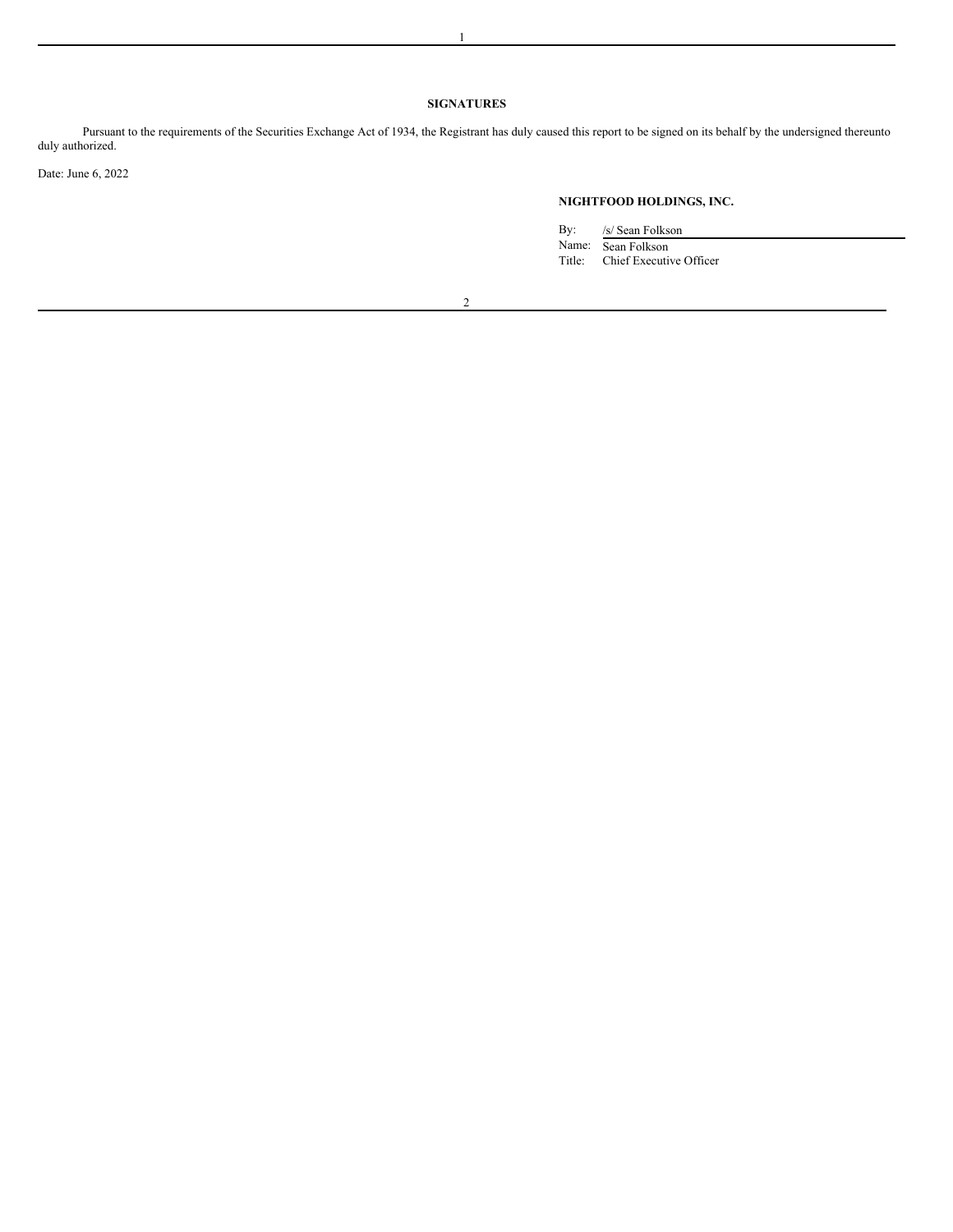**SIGNATURES**

Pursuant to the requirements of the Securities Exchange Act of 1934, the Registrant has duly caused this report to be signed on its behalf by the undersigned thereunto duly authorized.

Date: June 6, 2022

**NIGHTFOOD HOLDINGS, INC.**

By: /s/ Sean Folkson
Name: Sean Folkson
Title: Chief Executive Officer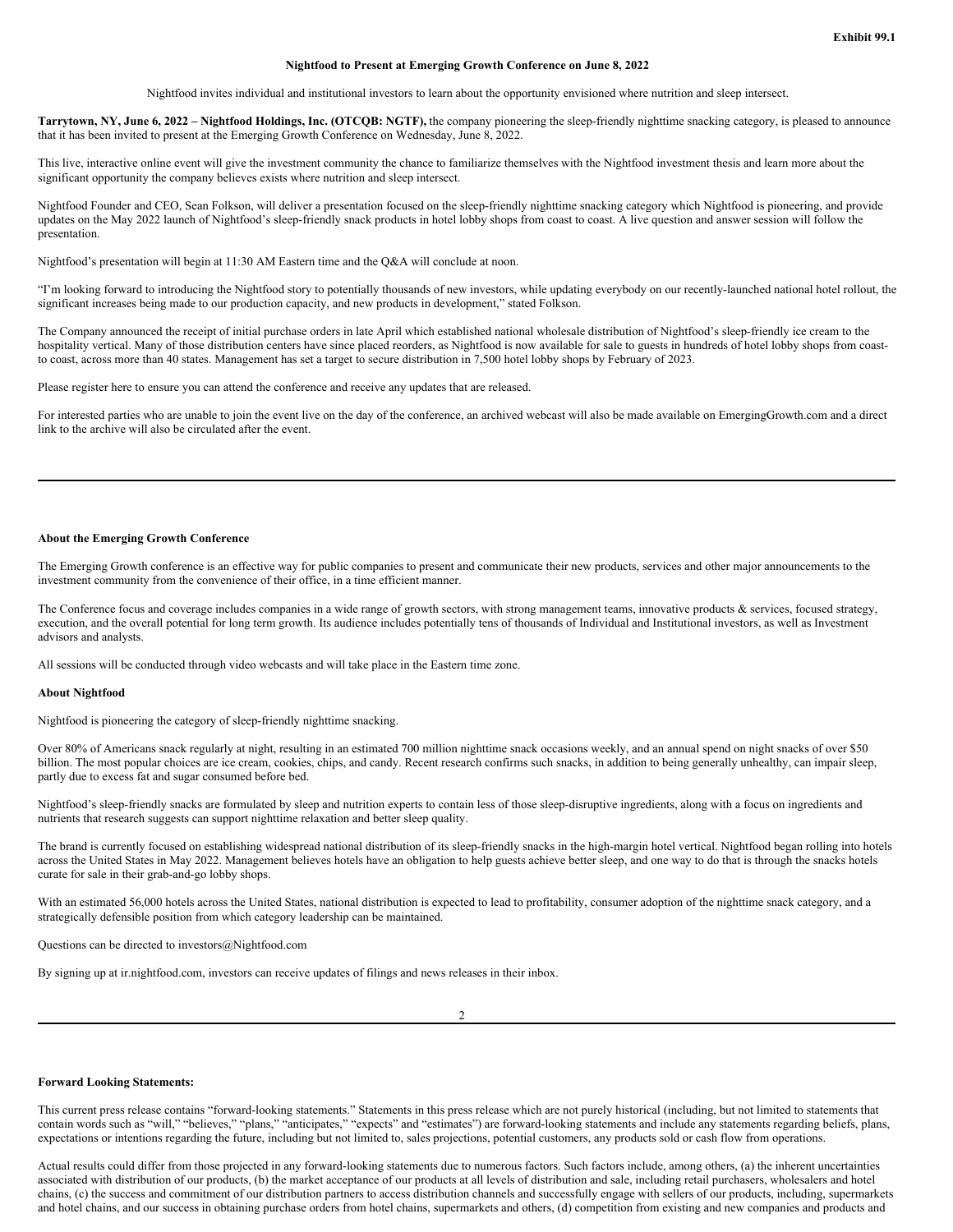Exhibit 99.1

**Nightfood to Present at Emerging Growth Conference on June 8, 2022**

Nightfood invites individual and institutional investors to learn about the opportunity envisioned where nutrition and sleep intersect.

**Tarrytown, NY, June 6, 2022 – Nightfood Holdings, Inc. (OTCQB: NGTF),** the company pioneering the sleep-friendly nighttime snacking category, is pleased to announce that it has been invited to present at the Emerging Growth Conference on Wednesday, June 8, 2022.

This live, interactive online event will give the investment community the chance to familiarize themselves with the Nightfood investment thesis and learn more about the significant opportunity the company believes exists where nutrition and sleep intersect.

Nightfood Founder and CEO, Sean Folkson, will deliver a presentation focused on the sleep-friendly nighttime snacking category which Nightfood is pioneering, and provide updates on the May 2022 launch of Nightfood's sleep-friendly snack products in hotel lobby shops from coast to coast. A live question and answer session will follow the presentation.

Nightfood's presentation will begin at 11:30 AM Eastern time and the Q&A will conclude at noon.

"I'm looking forward to introducing the Nightfood story to potentially thousands of new investors, while updating everybody on our recently-launched national hotel rollout, the significant increases being made to our production capacity, and new products in development," stated Folkson.

The Company announced the receipt of initial purchase orders in late April which established national wholesale distribution of Nightfood's sleep-friendly ice cream to the hospitality vertical. Many of those distribution centers have since placed reorders, as Nightfood is now available for sale to guests in hundreds of hotel lobby shops from coast-to coast, across more than 40 states. Management has set a target to secure distribution in 7,500 hotel lobby shops by February of 2023.

Please register here to ensure you can attend the conference and receive any updates that are released.

For interested parties who are unable to join the event live on the day of the conference, an archived webcast will also be made available on EmergingGrowth.com and a direct link to the archive will also be circulated after the event.

---

**About the Emerging Growth Conference**

The Emerging Growth conference is an effective way for public companies to present and communicate their new products, services and other major announcements to the investment community from the convenience of their office, in a time efficient manner.

The Conference focus and coverage includes companies in a wide range of growth sectors, with strong management teams, innovative products & services, focused strategy, execution, and the overall potential for long term growth. Its audience includes potentially tens of thousands of Individual and Institutional investors, as well as Investment advisors and analysts.

All sessions will be conducted through video webcasts and will take place in the Eastern time zone.

**About Nightfood**

Nightfood is pioneering the category of sleep-friendly nighttime snacking.

Over 80% of Americans snack regularly at night, resulting in an estimated 700 million nighttime snack occasions weekly, and an annual spend on night snacks of over $50 billion. The most popular choices are ice cream, cookies, chips, and candy. Recent research confirms such snacks, in addition to being generally unhealthy, can impair sleep, partly due to excess fat and sugar consumed before bed.

Nightfood's sleep-friendly snacks are formulated by sleep and nutrition experts to contain less of those sleep-disruptive ingredients, along with a focus on ingredients and nutrients that research suggests can support nighttime relaxation and better sleep quality.

The brand is currently focused on establishing widespread national distribution of its sleep-friendly snacks in the high-margin hotel vertical. Nightfood began rolling into hotels across the United States in May 2022. Management believes hotels have an obligation to help guests achieve better sleep, and one way to do that is through the snacks hotels curate for sale in their grab-and-go lobby shops.

With an estimated 56,000 hotels across the United States, national distribution is expected to lead to profitability, consumer adoption of the nighttime snack category, and a strategically defensible position from which category leadership can be maintained.

Questions can be directed to investors@Nightfood.com

By signing up at ir.nightfood.com, investors can receive updates of filings and news releases in their inbox.

---

**Forward Looking Statements:**

This current press release contains "forward-looking statements." Statements in this press release which are not purely historical (including, but not limited to statements that contain words such as "will," "believes," "plans," "anticipates," "expects" and "estimates") are forward-looking statements and include any statements regarding beliefs, plans, expectations or intentions regarding the future, including but not limited to, sales projections, potential customers, any products sold or cash flow from operations.

Actual results could differ from those projected in any forward-looking statements due to numerous factors. Such factors include, among others, (a) the inherent uncertainties associated with distribution of our products, (b) the market acceptance of our products at all levels of distribution and sale, including retail purchasers, wholesalers and hotel chains, (c) the success and commitment of our distribution partners to access distribution channels and successfully engage with sellers of our products, including, supermarkets and hotel chains, and our success in obtaining purchase orders from hotel chains, supermarkets and others, (d) competition from existing and new companies and products and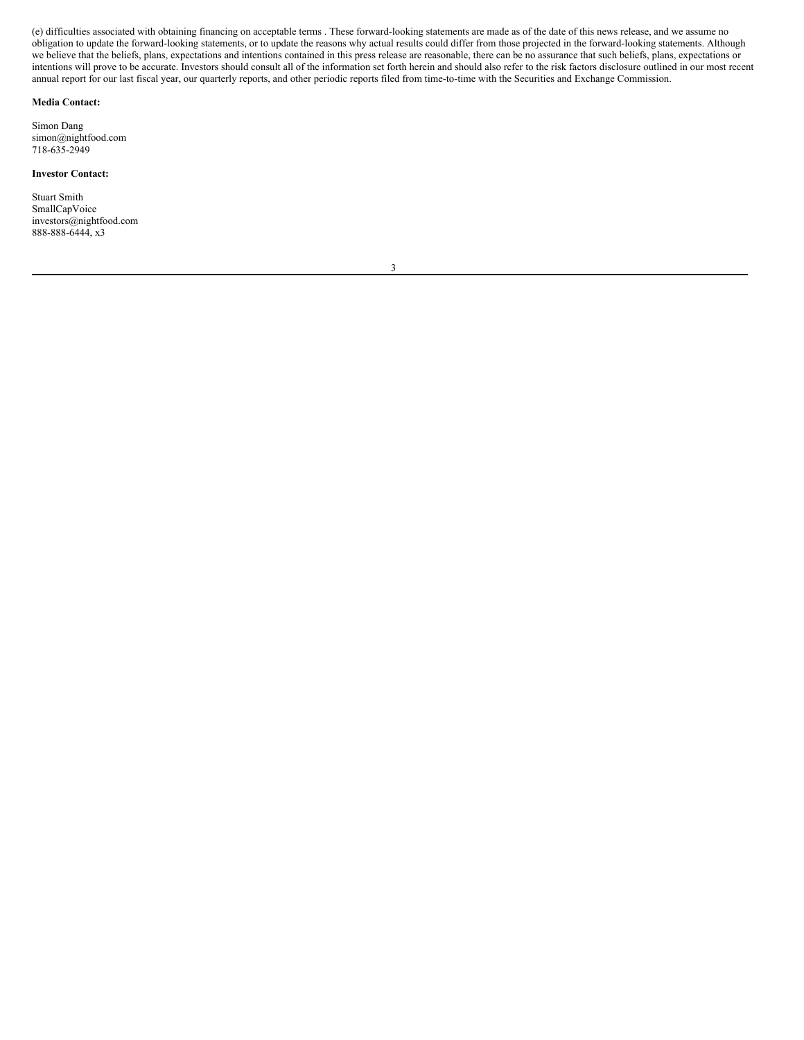(e) difficulties associated with obtaining financing on acceptable terms . These forward-looking statements are made as of the date of this news release, and we assume no obligation to update the forward-looking statements, or to update the reasons why actual results could differ from those projected in the forward-looking statements. Although we believe that the beliefs, plans, expectations and intentions contained in this press release are reasonable, there can be no assurance that such beliefs, plans, expectations or intentions will prove to be accurate. Investors should consult all of the information set forth herein and should also refer to the risk factors disclosure outlined in our most recent annual report for our last fiscal year, our quarterly reports, and other periodic reports filed from time-to-time with the Securities and Exchange Commission.

**Media Contact:**

Simon Dang
simon@nightfood.com
718-635-2949

**Investor Contact:**

Stuart Smith
SmallCapVoice
investors@nightfood.com
888-888-6444, x3